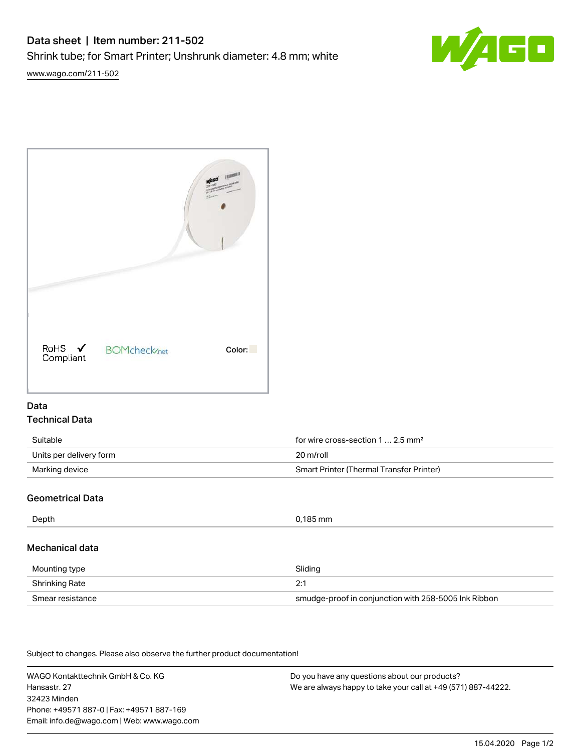# Data sheet | Item number: 211-502

Shrink tube; for Smart Printer; Unshrunk diameter: 4.8 mm; white

www.wago.com/211-502

RoHS ✓ Compliant    BOMcheck.net    Color:

## Data

### Technical Data

| | |
|---|---|
| Suitable | for wire cross-section 1 … 2.5 mm² |
| Units per delivery form | 20 m/roll |
| Marking device | Smart Printer (Thermal Transfer Printer) |

### Geometrical Data

| | |
|---|---|
| Depth | 0,185 mm |

### Mechanical data

| | |
|---|---|
| Mounting type | Sliding |
| Shrinking Rate | 2:1 |
| Smear resistance | smudge-proof in conjunction with 258-5005 Ink Ribbon |

Subject to changes. Please also observe the further product documentation!

WAGO Kontakttechnik GmbH & Co. KG
Hansastr. 27
32423 Minden
Phone: +49571 887-0 | Fax: +49571 887-169
Email: info.de@wago.com | Web: www.wago.com

Do you have any questions about our products?
We are always happy to take your call at +49 (571) 887-44222.

15.04.2020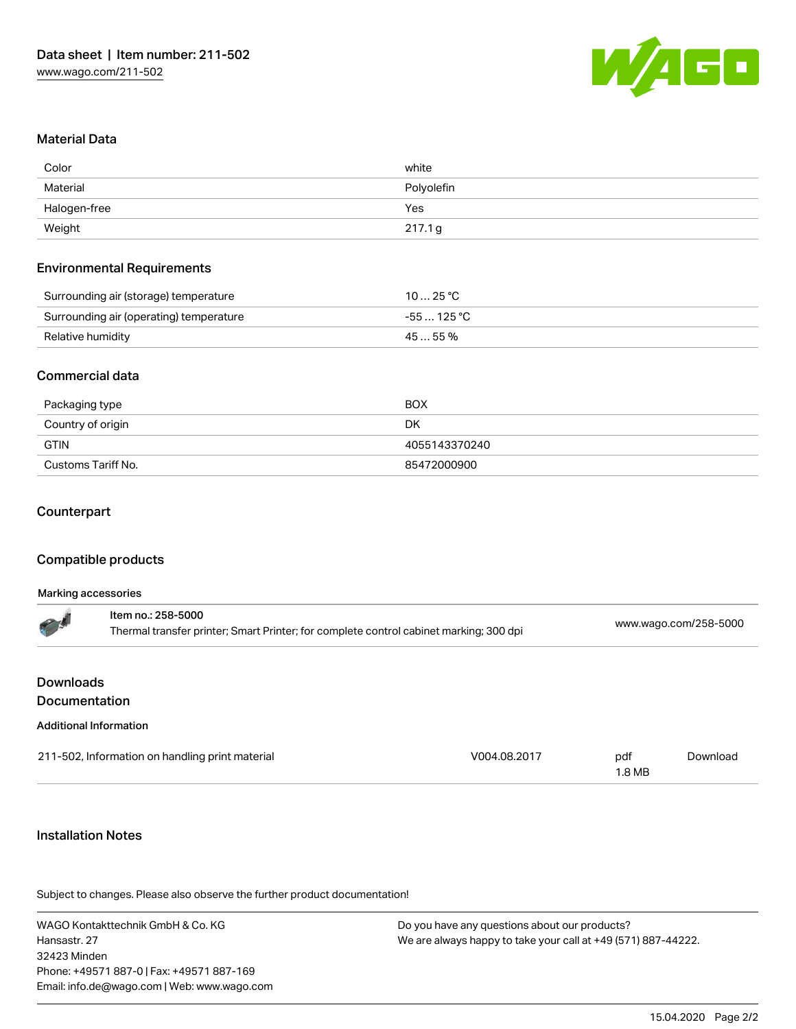## Material Data

| | |
|---|---|
| Color | white |
| Material | Polyolefin |
| Halogen-free | Yes |
| Weight | 217.1 g |

## Environmental Requirements

| | |
|---|---|
| Surrounding air (storage) temperature | 10 … 25 °C |
| Surrounding air (operating) temperature | -55 … 125 °C |
| Relative humidity | 45 … 55 % |

## Commercial data

| | |
|---|---|
| Packaging type | BOX |
| Country of origin | DK |
| GTIN | 4055143370240 |
| Customs Tariff No. | 85472000900 |

## Counterpart

## Compatible products

### Marking accessories

| | | |
|---|---|---|
| | Item no.: 258-5000<br>Thermal transfer printer; Smart Printer; for complete control cabinet marking; 300 dpi | www.wago.com/258-5000 |

## Downloads
## Documentation

### Additional Information

| | | | |
|---|---|---|---|
| 211-502, Information on handling print material | V004.08.2017 | pdf<br>1.8 MB | Download |

## Installation Notes

Subject to changes. Please also observe the further product documentation!

WAGO Kontakttechnik GmbH & Co. KG
Hansastr. 27
32423 Minden
Phone: +49571 887-0 | Fax: +49571 887-169
Email: info.de@wago.com | Web: www.wago.com

Do you have any questions about our products?
We are always happy to take your call at +49 (571) 887-44222.

15.04.2020